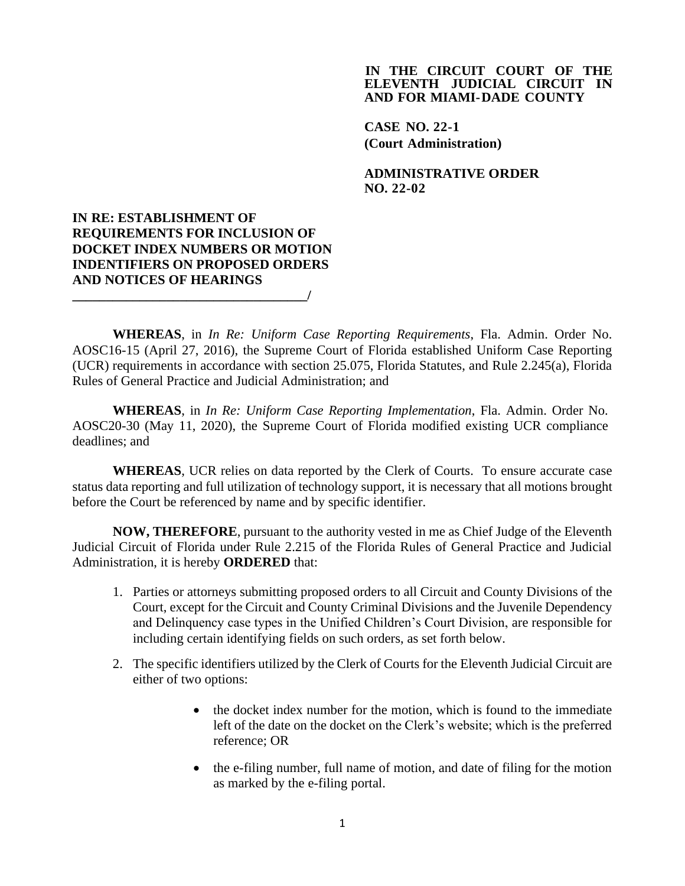**IN THE CIRCUIT COURT OF THE ELEVENTH JUDICIAL CIRCUIT IN AND FOR MIAMI-DADE COUNTY**

**CASE NO. 22-1**
**(Court Administration)**

**ADMINISTRATIVE ORDER NO. 22-02**

**IN RE: ESTABLISHMENT OF REQUIREMENTS FOR INCLUSION OF DOCKET INDEX NUMBERS OR MOTION INDENTIFIERS ON PROPOSED ORDERS AND NOTICES OF HEARINGS**
**___________________________________/**

**WHEREAS**, in *In Re: Uniform Case Reporting Requirements*, Fla. Admin. Order No. AOSC16-15 (April 27, 2016), the Supreme Court of Florida established Uniform Case Reporting (UCR) requirements in accordance with section 25.075, Florida Statutes, and Rule 2.245(a), Florida Rules of General Practice and Judicial Administration; and

**WHEREAS**, in *In Re: Uniform Case Reporting Implementation*, Fla. Admin. Order No. AOSC20-30 (May 11, 2020), the Supreme Court of Florida modified existing UCR compliance deadlines; and

**WHEREAS**, UCR relies on data reported by the Clerk of Courts. To ensure accurate case status data reporting and full utilization of technology support, it is necessary that all motions brought before the Court be referenced by name and by specific identifier.

**NOW, THEREFORE**, pursuant to the authority vested in me as Chief Judge of the Eleventh Judicial Circuit of Florida under Rule 2.215 of the Florida Rules of General Practice and Judicial Administration, it is hereby **ORDERED** that:

1. Parties or attorneys submitting proposed orders to all Circuit and County Divisions of the Court, except for the Circuit and County Criminal Divisions and the Juvenile Dependency and Delinquency case types in the Unified Children's Court Division, are responsible for including certain identifying fields on such orders, as set forth below.

2. The specific identifiers utilized by the Clerk of Courts for the Eleventh Judicial Circuit are either of two options:

   - the docket index number for the motion, which is found to the immediate left of the date on the docket on the Clerk's website; which is the preferred reference; OR

   - the e-filing number, full name of motion, and date of filing for the motion as marked by the e-filing portal.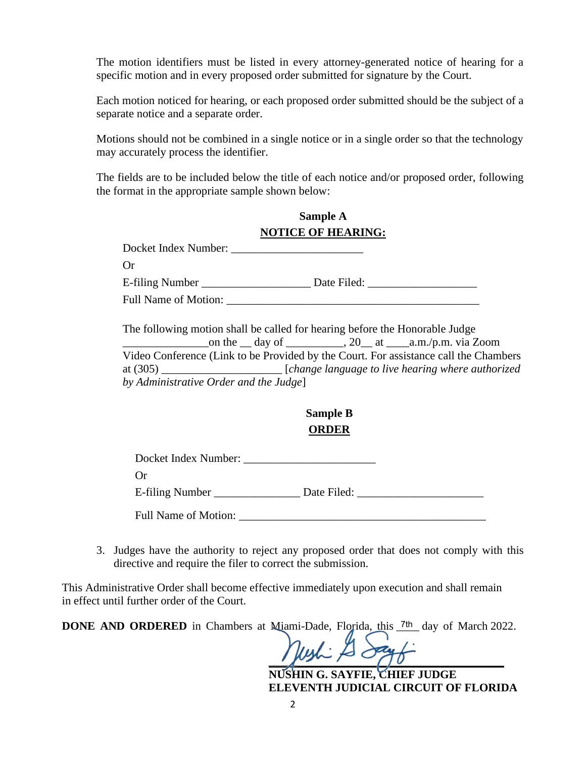The motion identifiers must be listed in every attorney-generated notice of hearing for a specific motion and in every proposed order submitted for signature by the Court.

Each motion noticed for hearing, or each proposed order submitted should be the subject of a separate notice and a separate order.

Motions should not be combined in a single notice or in a single order so that the technology may accurately process the identifier.

The fields are to be included below the title of each notice and/or proposed order, following the format in the appropriate sample shown below:

**Sample A**
**NOTICE OF HEARING:**

Docket Index Number: _______________________

Or

E-filing Number ___________________ Date Filed: ___________________

Full Name of Motion: _____________________________________________

The following motion shall be called for hearing before the Honorable Judge _______________on the __ day of __________, 20__ at ____a.m./p.m. via Zoom Video Conference (Link to be Provided by the Court. For assistance call the Chambers at (305) _____________________ [*change language to live hearing where authorized by Administrative Order and the Judge*]

**Sample B**
**ORDER**

Docket Index Number: _______________________

Or

E-filing Number _______________ Date Filed: ______________________

Full Name of Motion: ____________________________________________

3. Judges have the authority to reject any proposed order that does not comply with this directive and require the filer to correct the submission.

This Administrative Order shall become effective immediately upon execution and shall remain in effect until further order of the Court.

**DONE AND ORDERED** in Chambers at Miami-Dade, Florida, this 7th day of March 2022.

**NUSHIN G. SAYFIE, CHIEF JUDGE**
**ELEVENTH JUDICIAL CIRCUIT OF FLORIDA**